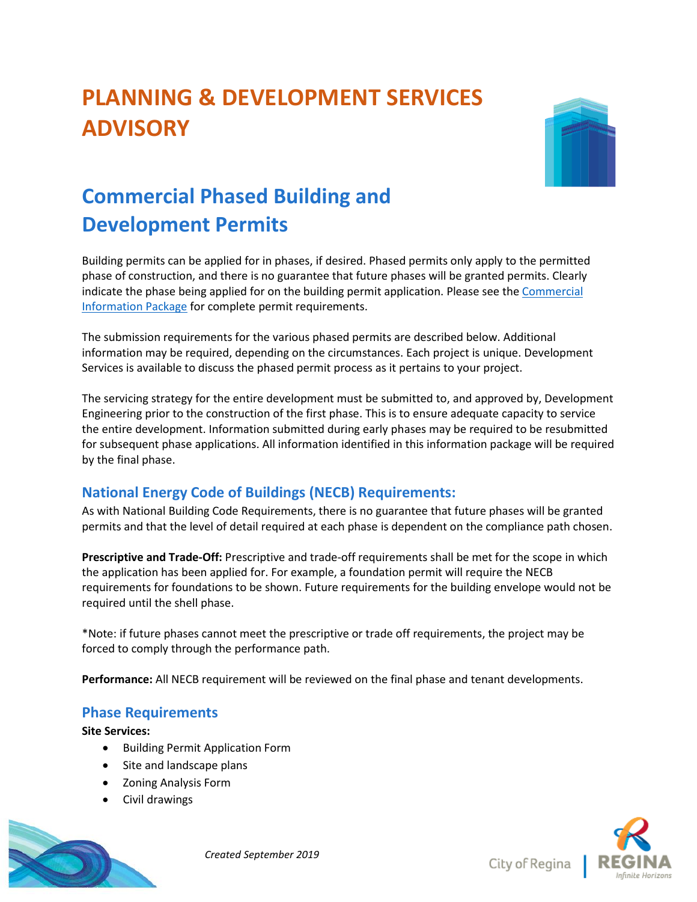# PLANNING & DEVELOPMENT SERVICES ADVISORY

## Commercial Phased Building and Development Permits

Building permits can be applied for in phases, if desired. Phased permits only apply to the permitted phase of construction, and there is no guarantee that future phases will be granted permits. Clearly indicate the phase being applied for on the building permit application. Please see the [Commercial Information Package]() for complete permit requirements.

The submission requirements for the various phased permits are described below. Additional information may be required, depending on the circumstances. Each project is unique. Development Services is available to discuss the phased permit process as it pertains to your project.

The servicing strategy for the entire development must be submitted to, and approved by, Development Engineering prior to the construction of the first phase. This is to ensure adequate capacity to service the entire development. Information submitted during early phases may be required to be resubmitted for subsequent phase applications. All information identified in this information package will be required by the final phase.

### National Energy Code of Buildings (NECB) Requirements:

As with National Building Code Requirements, there is no guarantee that future phases will be granted permits and that the level of detail required at each phase is dependent on the compliance path chosen.

**Prescriptive and Trade-Off:** Prescriptive and trade-off requirements shall be met for the scope in which the application has been applied for. For example, a foundation permit will require the NECB requirements for foundations to be shown. Future requirements for the building envelope would not be required until the shell phase.

*Note: if future phases cannot meet the prescriptive or trade off requirements, the project may be forced to comply through the performance path.

**Performance:** All NECB requirement will be reviewed on the final phase and tenant developments.

### Phase Requirements

**Site Services:**

- Building Permit Application Form
- Site and landscape plans
- Zoning Analysis Form
- Civil drawings

*Created September 2019*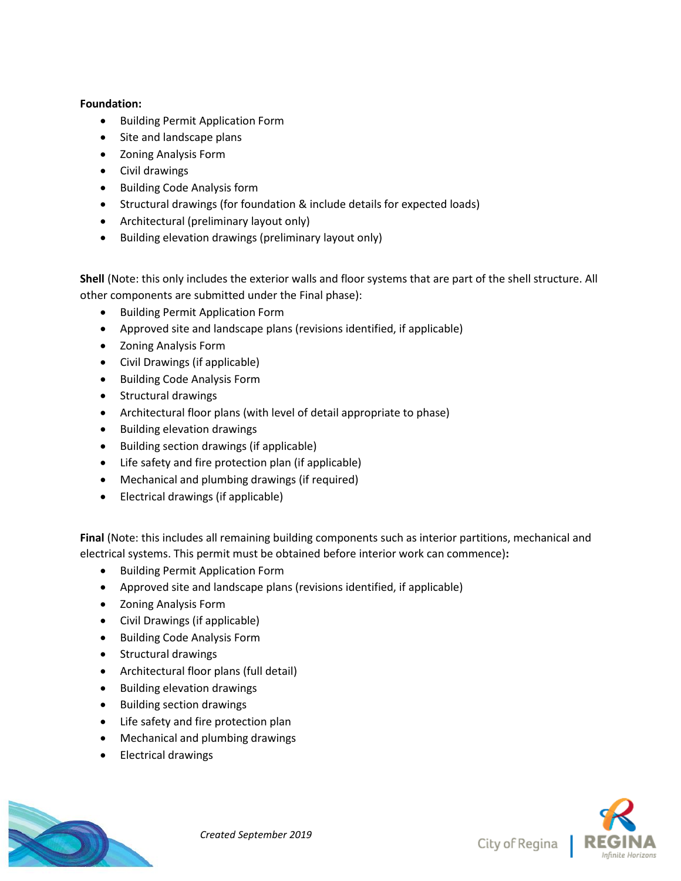**Foundation:**

- Building Permit Application Form
- Site and landscape plans
- Zoning Analysis Form
- Civil drawings
- Building Code Analysis form
- Structural drawings (for foundation & include details for expected loads)
- Architectural (preliminary layout only)
- Building elevation drawings (preliminary layout only)

**Shell** (Note: this only includes the exterior walls and floor systems that are part of the shell structure. All other components are submitted under the Final phase):

- Building Permit Application Form
- Approved site and landscape plans (revisions identified, if applicable)
- Zoning Analysis Form
- Civil Drawings (if applicable)
- Building Code Analysis Form
- Structural drawings
- Architectural floor plans (with level of detail appropriate to phase)
- Building elevation drawings
- Building section drawings (if applicable)
- Life safety and fire protection plan (if applicable)
- Mechanical and plumbing drawings (if required)
- Electrical drawings (if applicable)

**Final** (Note: this includes all remaining building components such as interior partitions, mechanical and electrical systems. This permit must be obtained before interior work can commence)**:**

- Building Permit Application Form
- Approved site and landscape plans (revisions identified, if applicable)
- Zoning Analysis Form
- Civil Drawings (if applicable)
- Building Code Analysis Form
- Structural drawings
- Architectural floor plans (full detail)
- Building elevation drawings
- Building section drawings
- Life safety and fire protection plan
- Mechanical and plumbing drawings
- Electrical drawings

*Created September 2019*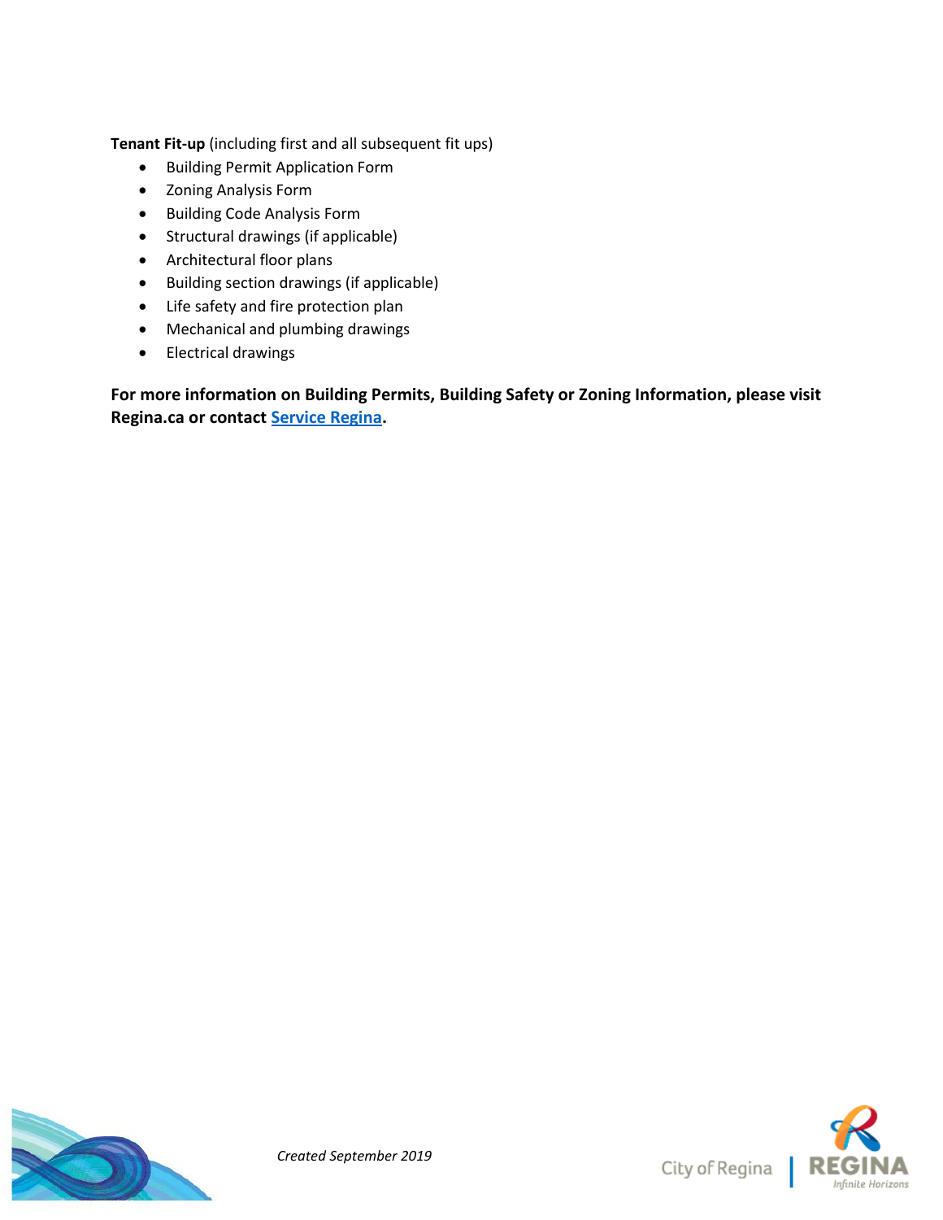**Tenant Fit-up** (including first and all subsequent fit ups)

- Building Permit Application Form
- Zoning Analysis Form
- Building Code Analysis Form
- Structural drawings (if applicable)
- Architectural floor plans
- Building section drawings (if applicable)
- Life safety and fire protection plan
- Mechanical and plumbing drawings
- Electrical drawings

**For more information on Building Permits, Building Safety or Zoning Information, please visit Regina.ca or contact Service Regina.**

*Created September 2019*